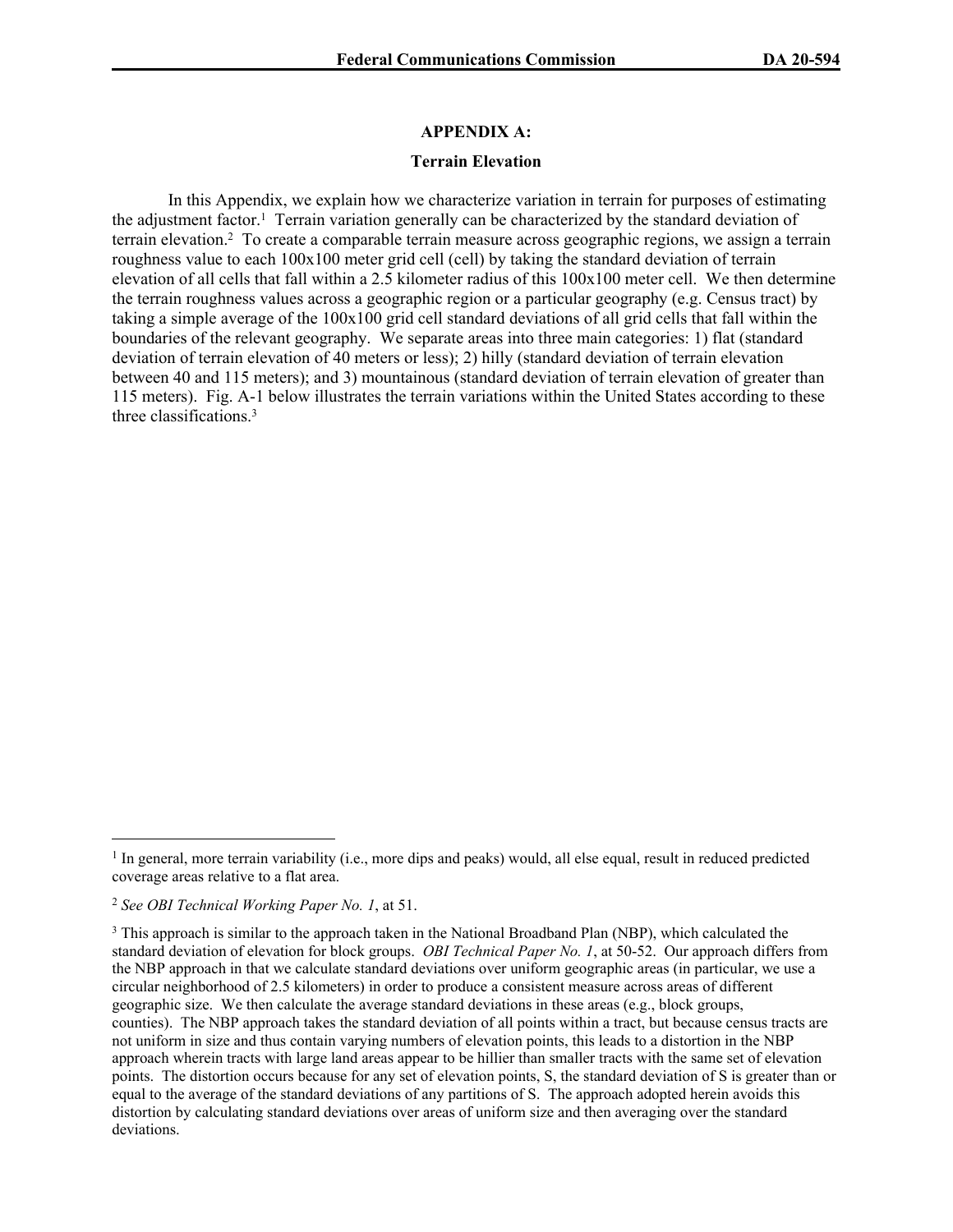## APPENDIX A:

## Terrain Elevation

In this Appendix, we explain how we characterize variation in terrain for purposes of estimating the adjustment factor.[1] Terrain variation generally can be characterized by the standard deviation of terrain elevation.[2] To create a comparable terrain measure across geographic regions, we assign a terrain roughness value to each 100x100 meter grid cell (cell) by taking the standard deviation of terrain elevation of all cells that fall within a 2.5 kilometer radius of this 100x100 meter cell. We then determine the terrain roughness values across a geographic region or a particular geography (e.g. Census tract) by taking a simple average of the 100x100 grid cell standard deviations of all grid cells that fall within the boundaries of the relevant geography. We separate areas into three main categories: 1) flat (standard deviation of terrain elevation of 40 meters or less); 2) hilly (standard deviation of terrain elevation between 40 and 115 meters); and 3) mountainous (standard deviation of terrain elevation of greater than 115 meters). Fig. A-1 below illustrates the terrain variations within the United States according to these three classifications.[3]

---

[1] In general, more terrain variability (i.e., more dips and peaks) would, all else equal, result in reduced predicted coverage areas relative to a flat area.

[2] *See OBI Technical Working Paper No. 1*, at 51.

[3] This approach is similar to the approach taken in the National Broadband Plan (NBP), which calculated the standard deviation of elevation for block groups. *OBI Technical Paper No. 1*, at 50-52. Our approach differs from the NBP approach in that we calculate standard deviations over uniform geographic areas (in particular, we use a circular neighborhood of 2.5 kilometers) in order to produce a consistent measure across areas of different geographic size. We then calculate the average standard deviations in these areas (e.g., block groups, counties). The NBP approach takes the standard deviation of all points within a tract, but because census tracts are not uniform in size and thus contain varying numbers of elevation points, this leads to a distortion in the NBP approach wherein tracts with large land areas appear to be hillier than smaller tracts with the same set of elevation points. The distortion occurs because for any set of elevation points, S, the standard deviation of S is greater than or equal to the average of the standard deviations of any partitions of S. The approach adopted herein avoids this distortion by calculating standard deviations over areas of uniform size and then averaging over the standard deviations.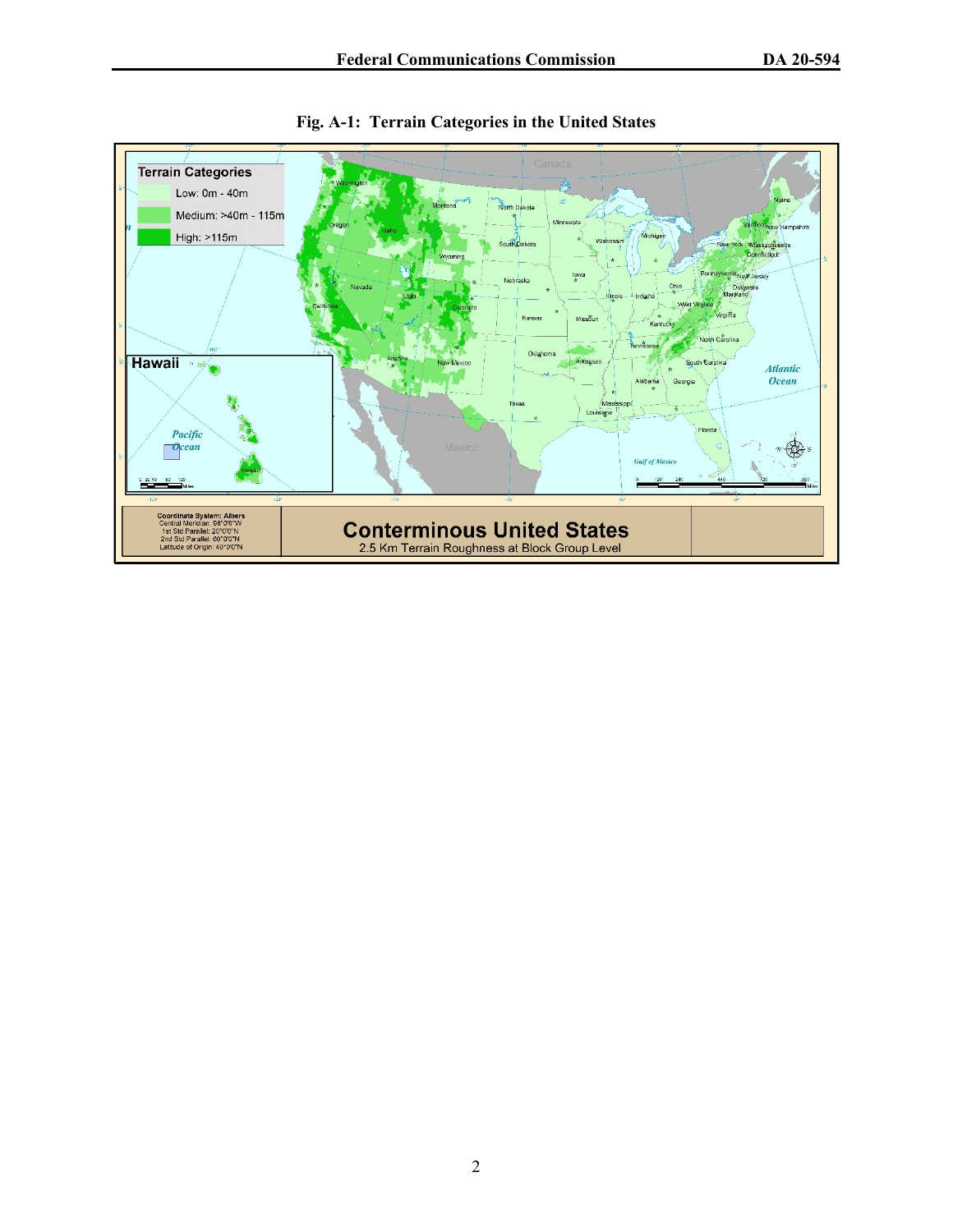**Fig. A-1: Terrain Categories in the United States**

Terrain Categories

Low: 0m - 40m

Medium: >40m - 115m

High: >115m

Hawaii

Pacific Ocean

Atlantic Ocean

Gulf of Mexico

Canada

Mexico

Coordinate System: Albers
Central Meridian: 96°0'0"W
1st Std Parallel: 20°0'0"N
2nd Std Parallel: 60°0'0"N
Latitude of Origin: 40°0'0"N

Conterminous United States

2.5 Km Terrain Roughness at Block Group Level